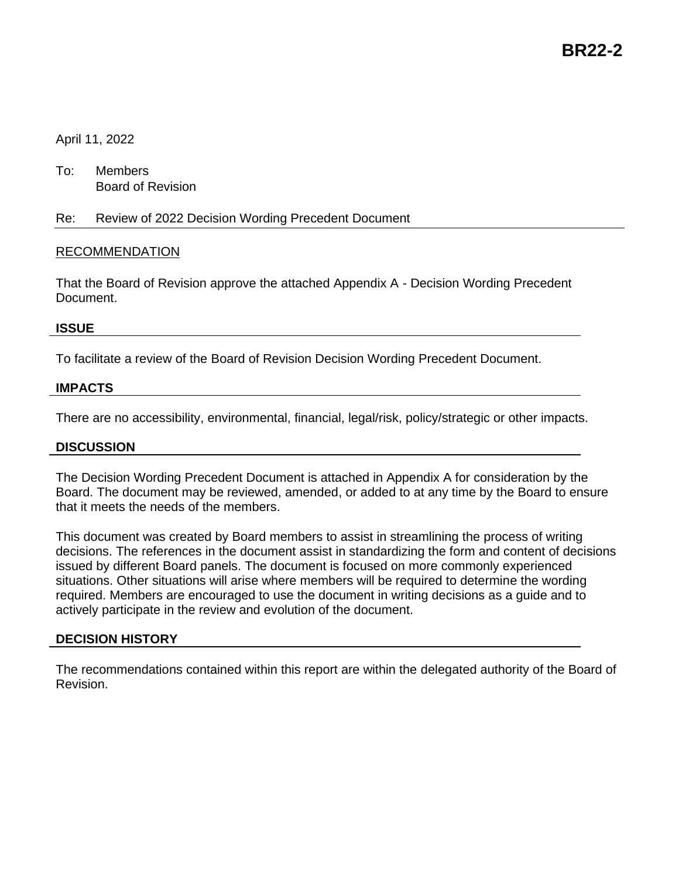**BR22-2**

April 11, 2022

To: Members
Board of Revision

Re: Review of 2022 Decision Wording Precedent Document

RECOMMENDATION

That the Board of Revision approve the attached Appendix A - Decision Wording Precedent Document.

## ISSUE

To facilitate a review of the Board of Revision Decision Wording Precedent Document.

## IMPACTS

There are no accessibility, environmental, financial, legal/risk, policy/strategic or other impacts.

## DISCUSSION

The Decision Wording Precedent Document is attached in Appendix A for consideration by the Board. The document may be reviewed, amended, or added to at any time by the Board to ensure that it meets the needs of the members.

This document was created by Board members to assist in streamlining the process of writing decisions. The references in the document assist in standardizing the form and content of decisions issued by different Board panels. The document is focused on more commonly experienced situations. Other situations will arise where members will be required to determine the wording required. Members are encouraged to use the document in writing decisions as a guide and to actively participate in the review and evolution of the document.

## DECISION HISTORY

The recommendations contained within this report are within the delegated authority of the Board of Revision.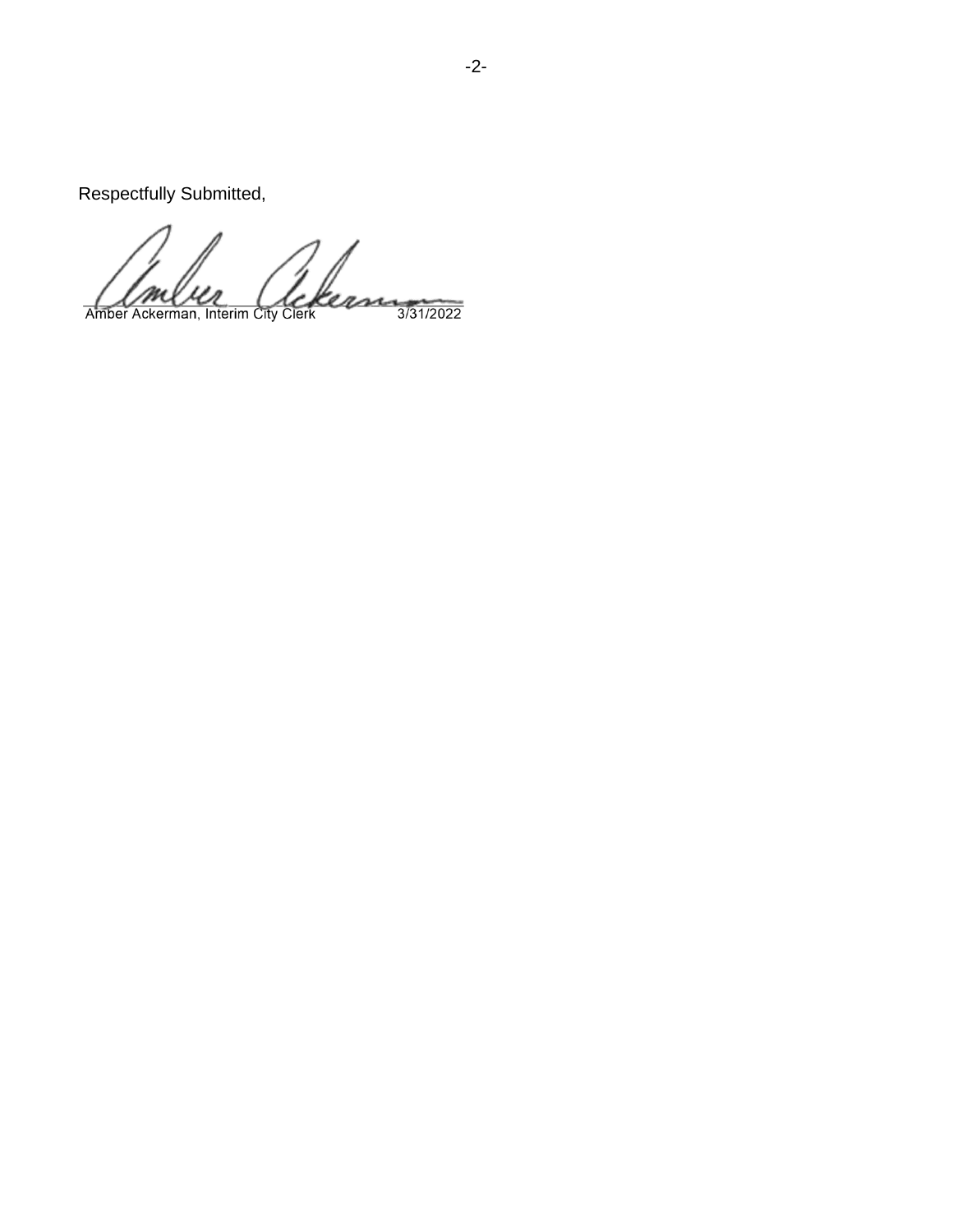Respectfully Submitted,

Amber Ackerman, Interim City Clerk 3/31/2022